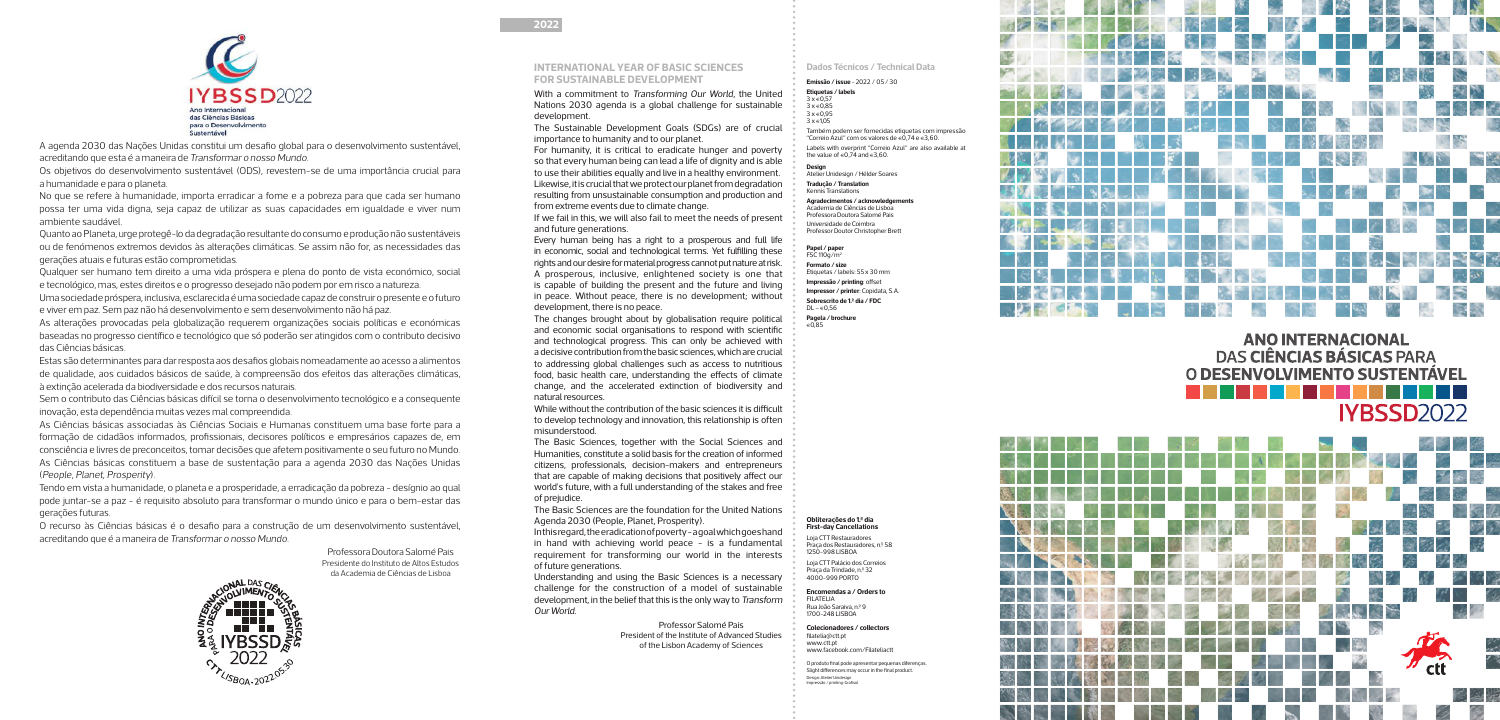**IYBSSD2022**
Ano Internacional das Ciências Básicas para o Desenvolvimento Sustentável

A agenda 2030 das Nações Unidas constitui um desafio global para o desenvolvimento sustentável, acreditando que esta é a maneira de *Transformar o nosso Mundo*.

Os objetivos do desenvolvimento sustentável (ODS), revestem-se de uma importância crucial para a humanidade e para o planeta.

No que se refere à humanidade, importa erradicar a fome e a pobreza para que cada ser humano possa ter uma vida digna, seja capaz de utilizar as suas capacidades em igualdade e viver num ambiente saudável.

Quanto ao Planeta, urge protegê-lo da degradação resultante do consumo e produção não sustentáveis ou de fenómenos extremos devidos às alterações climáticas. Se assim não for, as necessidades das gerações atuais e futuras estão comprometidas.

Qualquer ser humano tem direito a uma vida próspera e plena do ponto de vista económico, social e tecnológico, mas, estes direitos e o progresso desejado não podem por em risco a natureza.

Uma sociedade próspera, inclusiva, esclarecida é uma sociedade capaz de construir o presente e o futuro e viver em paz. Sem paz não há desenvolvimento e sem desenvolvimento não há paz.

As alterações provocadas pela globalização requerem organizações sociais políticas e económicas baseadas no progresso científico e tecnológico que só poderão ser atingidos com o contributo decisivo das Ciências básicas.

Estas são determinantes para dar resposta aos desafios globais nomeadamente ao acesso a alimentos de qualidade, aos cuidados básicos de saúde, à compreensão dos efeitos das alterações climáticas, à extinção acelerada da biodiversidade e dos recursos naturais.

Sem o contributo das Ciências básicas difícil se torna o desenvolvimento tecnológico e a consequente inovação, esta dependência muitas vezes mal compreendida.

As Ciências básicas associadas às Ciências Sociais e Humanas constituem uma base forte para a formação de cidadãos informados, profissionais, decisores políticos e empresários capazes de, em consciência e livres de preconceitos, tomar decisões que afetem positivamente o seu futuro no Mundo.

As Ciências básicas constituem a base de sustentação para a agenda 2030 das Nações Unidas (*People, Planet, Prosperity*).

Tendo em vista a humanidade, o planeta e a prosperidade, a erradicação da pobreza - desígnio ao qual pode juntar-se a paz - é requisito absoluto para transformar o mundo único e para o bem-estar das gerações futuras.

O recurso às Ciências básicas é o desafio para a construção de um desenvolvimento sustentável, acreditando que é a maneira de *Transformar o nosso Mundo*.

Professora Doutora Salomé Pais
Presidente do Instituto de Altos Estudos da Academia de Ciências de Lisboa

ANO INTERNACIONAL DAS CIÊNCIAS BÁSICAS PARA O DESENVOLVIMENTO SUSTENTÁVEL
IYBSSD 2022
CTT LISBOA - 2022.05.30

2022

## INTERNATIONAL YEAR OF BASIC SCIENCES FOR SUSTAINABLE DEVELOPMENT

With a commitment to *Transforming Our World*, the United Nations 2030 agenda is a global challenge for sustainable development.

The Sustainable Development Goals (SDGs) are of crucial importance to humanity and to our planet.

For humanity, it is critical to eradicate hunger and poverty so that every human being can lead a life of dignity and is able to use their abilities equally and live in a healthy environment.

Likewise, it is crucial that we protect our planet from degradation resulting from unsustainable consumption and production and from extreme events due to climate change.

If we fail in this, we will also fail to meet the needs of present and future generations.

Every human being has a right to a prosperous and full life in economic, social and technological terms. Yet fulfilling these rights and our desire for material progress cannot put nature at risk.

A prosperous, inclusive, enlightened society is one that is capable of building the present and the future and living in peace. Without peace, there is no development; without development, there is no peace.

The changes brought about by globalisation require political and economic social organisations to respond with scientific and technological progress. This can only be achieved with a decisive contribution from the basic sciences, which are crucial to addressing global challenges such as access to nutritious food, basic health care, understanding the effects of climate change, and the accelerated extinction of biodiversity and natural resources.

While without the contribution of the basic sciences it is difficult to develop technology and innovation, this relationship is often misunderstood.

The Basic Sciences, together with the Social Sciences and Humanities, constitute a solid basis for the creation of informed citizens, professionals, decision-makers and entrepreneurs that are capable of making decisions that positively affect our world's future, with a full understanding of the stakes and free of prejudice.

The Basic Sciences are the foundation for the United Nations Agenda 2030 (People, Planet, Prosperity).

In this regard, the eradication of poverty - a goal which goes hand in hand with achieving world peace - is a fundamental requirement for transforming our world in the interests of future generations.

Understanding and using the Basic Sciences is a necessary challenge for the construction of a model of sustainable development, in the belief that this is the only way to *Transform Our World*.

Professor Salomé Pais
President of the Institute of Advanced Studies of the Lisbon Academy of Sciences

### Dados Técnicos / Technical Data

**Emissão / issue** - 2022 / 05 / 30

**Etiquetas / labels**
3 x €0,57
3 x €0,85
3 x €0,95
3 x €1,05

Também podem ser fornecidas etiquetas com impressão "Correio Azul" com os valores de €0,74 e €3,60.
Labels with overprint "Correio Azul" are also available at the value of €0,74 and €3,60.

**Design**
Atelier Unidesign / Hélder Soares

**Tradução / Translation**
Kennis Translations

**Agradecimentos / acknowledgements**
Academia de Ciências de Lisboa
Professora Doutora Salomé Pais
Universidade de Coimbra
Professor Doutor Christopher Brett

**Papel / paper**
FSC 110g/m²

**Formato / size**
Etiquetas / labels: 55 x 30 mm

**Impressão / printing**: offset
**Impressor / printer**: Copidata, S.A.

**Sobrescrito de 1.º dia / FDC**
DL - €0,56

**Pagela / brochure**
€0,85

**Obliterações do 1.º dia**
**First-day Cancellations**
Loja CTT Restauradores
Praça dos Restauradores, n.º 58
1250-998 LISBOA

Loja CTT Palácio dos Correios
Praça da Trindade, n.º 32
4000-999 PORTO

**Encomendas a / Orders to**
FILATELIA
Rua João Saraiva, n.º 9
1700-248 LISBOA

**Colecionadores / collectors**
filatelia@ctt.pt
www.ctt.pt
www.facebook.com/Filateliactt

O produto final pode apresentar pequenas diferenças.
Slight differences may occur in the final product.
Design: Atelier Unidesign
Impressão / printing: Grafisol

# ANO INTERNACIONAL DAS CIÊNCIAS BÁSICAS PARA O DESENVOLVIMENTO SUSTENTÁVEL

IYBSSD2022

ctt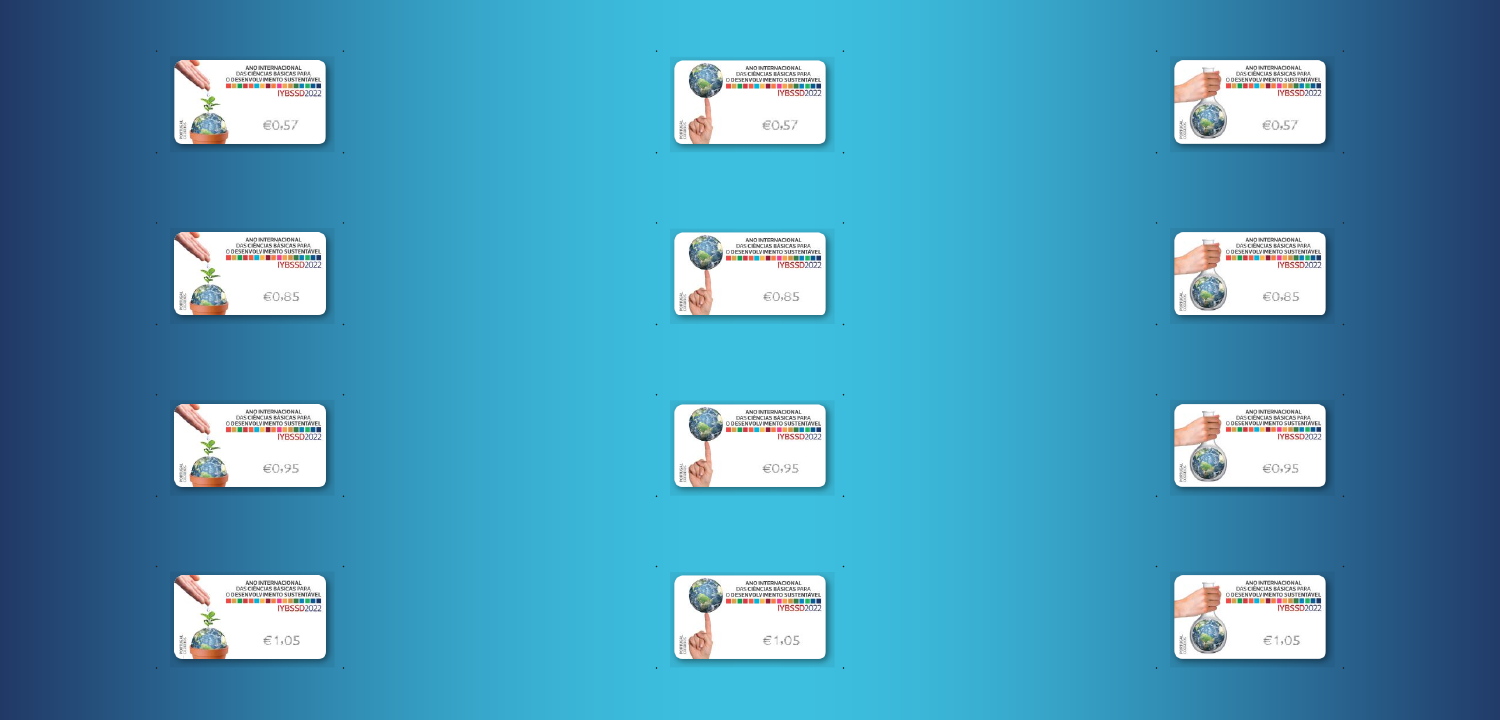ANO INTERNACIONAL
DAS CIÊNCIAS BÁSICAS PARA
O DESENVOLVIMENTO SUSTENTÁVEL
IYBSSD2022
€0,57

ANO INTERNACIONAL
DAS CIÊNCIAS BÁSICAS PARA
O DESENVOLVIMENTO SUSTENTÁVEL
IYBSSD2022
€0,57

ANO INTERNACIONAL
DAS CIÊNCIAS BÁSICAS PARA
O DESENVOLVIMENTO SUSTENTÁVEL
IYBSSD2022
€0,57

ANO INTERNACIONAL
DAS CIÊNCIAS BÁSICAS PARA
O DESENVOLVIMENTO SUSTENTÁVEL
IYBSSD2022
€0,85

ANO INTERNACIONAL
DAS CIÊNCIAS BÁSICAS PARA
O DESENVOLVIMENTO SUSTENTÁVEL
IYBSSD2022
€0,85

ANO INTERNACIONAL
DAS CIÊNCIAS BÁSICAS PARA
O DESENVOLVIMENTO SUSTENTÁVEL
IYBSSD2022
€0,85

ANO INTERNACIONAL
DAS CIÊNCIAS BÁSICAS PARA
O DESENVOLVIMENTO SUSTENTÁVEL
IYBSSD2022
€0,95

ANO INTERNACIONAL
DAS CIÊNCIAS BÁSICAS PARA
O DESENVOLVIMENTO SUSTENTÁVEL
IYBSSD2022
€0,95

ANO INTERNACIONAL
DAS CIÊNCIAS BÁSICAS PARA
O DESENVOLVIMENTO SUSTENTÁVEL
IYBSSD2022
€0,95

ANO INTERNACIONAL
DAS CIÊNCIAS BÁSICAS PARA
O DESENVOLVIMENTO SUSTENTÁVEL
IYBSSD2022
€1,05

ANO INTERNACIONAL
DAS CIÊNCIAS BÁSICAS PARA
O DESENVOLVIMENTO SUSTENTÁVEL
IYBSSD2022
€1,05

ANO INTERNACIONAL
DAS CIÊNCIAS BÁSICAS PARA
O DESENVOLVIMENTO SUSTENTÁVEL
IYBSSD2022
€1,05